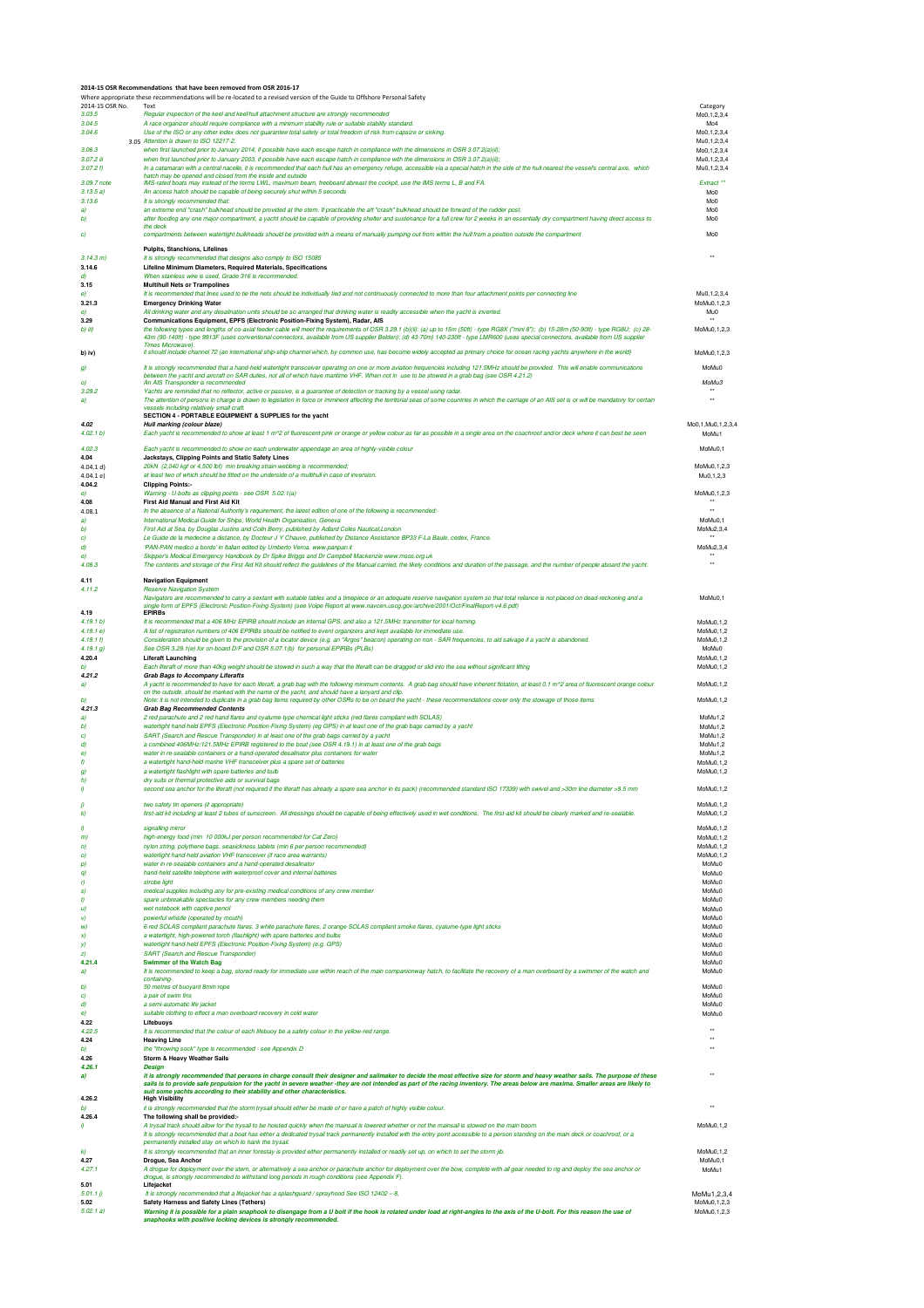**2014-15 OSR Recommendations that have been removed from OSR 2016-17**

Where appropriate these recommendations will be re-located to a revised version of the Guide to Offshore Personal Safety

| 2014-15 OSR No. | Text | Category |
|---|---|---|
| *3.03.5* | *Regular inspection of the keel and keel/hull attachment structure are strongly recommended* | Mo0,1,2,3,4 |
| *3.04.5* | *A race organizer should require compliance with a minimum stability rule or suitable stability standard.* | Mo4 |
| *3.04.6* | *Use of the ISO or any other index does not guarantee total safety or total freedom of risk from capsize or sinking.* | Mo0,1,2,3,4 |
| 3.05 | *Attention is drawn to ISO 12217-2.* | Mu0,1,2,3,4 |
| *3.06.3* | *when first launched prior to January 2014, if possible have each escape hatch in compliance with the dimensions in OSR 3.07.2(a)(ii);* | Mo0,1,2,3,4 |
| *3.07.2 iii* | *when first launched prior to January 2003, if possible have each escape hatch in compliance with the dimensions in OSR 3.07.2(a)(ii);* | Mu0,1,2,3,4 |
| *3.07.2 f)* | *In a catamaran with a central nacelle, it is recommended that each hull has an emergency refuge, accessible via a special hatch in the side of the hull nearest the vessel's central axis, which hatch may be opened and closed from the inside and outside* | Mu0,1,2,3,4 |
| *3.09.7 note* | *IMS-rated boats may instead of the terms LWL, maximum beam, freeboard abreast the cockpit, use the IMS terms L, B and FA.* | *Extract \*\** |
| *3.13.5 a)* | *An access hatch should be capable of being securely shut within 5 seconds* | Mo0 |
| *3.13.6* | *It is strongly recommended that:* | Mo0 |
| *a)* | *an extreme end "crash" bulkhead should be provided at the stern. If practicable the aft "crash" bulkhead should be forward of the rudder post.* | Mo0 |
| *b)* | *after flooding any one major compartment, a yacht should be capable of providing shelter and sustenance for a full crew for 2 weeks in an essentially dry compartment having direct access to the deck* | Mo0 |
| *c)* | *compartments between watertight bulkheads should be provided with a means of manually pumping out from within the hull from a position outside the compartment* | Mo0 |
| | **Pulpits, Stanchions, Lifelines** | |
| *3.14.3 m)* | *It is strongly recommended that designs also comply to ISO 15085* | \*\* |
| **3.14.6** | **Lifeline Minimum Diameters, Required Materials, Specifications** | |
| *d)* | *When stainless wire is used, Grade 316 is recommended.* | |
| **3.15** | **Multihull Nets or Trampolines** | |
| *e)* | *It is recommended that lines used to tie the nets should be individually tied and not continuously connected to more than four attachment points per connecting line* | Mu0,1,2,3,4 |
| **3.21.3** | **Emergency Drinking Water** | MoMu0,1,2,3 |
| *e)* | *All drinking water and any desalination units should be so arranged that drinking water is readily accessible when the yacht is inverted.* | Mu0 |
| **3.29** | **Communications Equipment, EPFS (Electronic Position-Fixing System), Radar, AIS** | \*\* |
| *b) iii)* | *the following types and lengths of co-axial feeder cable will meet the requirements of OSR 3.29.1 (b)(ii): (a) up to 15m (50ft) - type RG8X ("mini 8"); (b) 15-28m (50-90ft) - type RG8U; (c) 28-43m (90-140ft) - type 9913F (uses conventional connectors, available from US supplier Belden); (d) 43-70m) 140-230ft - type LMR600 (uses special connectors, available from US supplier Times Microwave).* | MoMu0,1,2,3 |
| **b) iv)** | *it should include channel 72 (an international ship-ship channel which, by common use, has become widely accepted as primary choice for ocean racing yachts anywhere in the world)* | MoMu0,1,2,3 |
| *g)* | *It is strongly recommended that a hand-held watertight transceiver operating on one or more aviation frequencies including 121.5MHz should be provided. This will enable communications between the yacht and aircraft on SAR duties, not all of which have maritime VHF. When not in use to be stowed in a grab bag (see OSR 4.21.2)* | MoMu0 |
| *c)* | *An AIS Transponder is recommended* | *MoMu3* |
| *3.29.2* | *Yachts are reminded that no reflector, active or passive, is a guarantee of detection or tracking by a vessel using radar.* | \*\* |
| *a)* | *The attention of persons in charge is drawn to legislation in force or imminent affecting the territorial seas of some countries in which the carriage of an AIS set is or will be mandatory for certain vessels including relatively small craft.* | \*\* |
| | **SECTION 4 - PORTABLE EQUIPMENT & SUPPLIES for the yacht** | |
| **4.02** | **Hull marking (colour blaze)** | Mo0,1,Mu0,1,2,3,4 |
| *4.02.1 b)* | *Each yacht is recommended to show at least 1 m^2 of fluorescent pink or orange or yellow colour as far as possible in a single area on the coachroof and/or deck where it can best be seen* | MoMu1 |
| *4.02.3* | *Each yacht is recommended to show on each underwater appendage an area of highly-visible colour* | MoMu0,1 |
| **4.04** | **Jackstays, Clipping Points and Static Safety Lines** | |
| 4.04.1 d) | *20kN (2,040 kgf or 4,500 lbf) min breaking strain webbing is recommended;* | MoMu0,1,2,3 |
| 4.04.1 e) | *at least two of which should be fitted on the underside of a multihull in case of inversion.* | Mu0,1,2,3 |
| **4.04.2** | **Clipping Points:-** | |
| *e)* | *Warning - U-bolts as clipping points - see OSR 5.02.1(a)* | MoMu0,1,2,3 |
| **4.08** | **First Aid Manual and First Aid Kit** | \*\* |
| 4.08.1 | *In the absence of a National Authority's requirement, the latest edition of one of the following is recommended:-* | \*\* |
| *a)* | *International Medical Guide for Ships, World Health Organisation, Geneva* | MoMu0,1 |
| *b)* | *First Aid at Sea, by Douglas Justins and Colin Berry, published by Adlard Coles Nautical,London* | MoMu2,3,4 |
| *c)* | *Le Guide de la medecine a distance, by Docteur J Y Chauve, published by Distance Assistance BP33 F-La Baule, cedex, France.* | \*\* |
| *d)* | *'PAN-PAN medico a bordo' in Italian edited by Umberto Verna. www.panpan.it* | MoMu2,3,4 |
| *e)* | *Skipper's Medical Emergency Handbook by Dr Spike Briggs and Dr Campbell Mackenzie www.msos.org.uk* | \*\* |
| *4.08.3* | *The contents and storage of the First Aid Kit should reflect the guidelines of the Manual carried, the likely conditions and duration of the passage, and the number of people aboard the yacht.* | \*\* |
| **4.11** | **Navigation Equipment** | |
| *4.11.2* | *Reserve Navigation System* | |
| | *Navigators are recommended to carry a sextant with suitable tables and a timepiece or an adequate reserve navigation system so that total reliance is not placed on dead-reckoning and a single form of EPFS (Electronic Position-Fixing System) (see Volpe Report at www.navcen.uscg.gov/archive/2001/Oct/FinalReport-v4.6.pdf)* | MoMu0,1 |
| **4.19** | **EPIRBs** | |
| *4.19.1 b)* | *It is recommended that a 406 MHz EPIRB should include an internal GPS, and also a 121.5MHz transmitter for local homing.* | MoMu0,1,2 |
| *4.19.1 e)* | *A list of registration numbers of 406 EPIRBs should be notified to event organizers and kept available for immediate use.* | MoMu0,1,2 |
| *4.19.1 f)* | *Consideration should be given to the provision of a locator device (e.g. an "Argos" beacon) operating on non - SAR frequencies, to aid salvage if a yacht is abandoned.* | MoMu0,1,2 |
| *4.19.1 g)* | *See OSR 3.29.1(e) for on-board D/F and OSR 5.07.1(b) for personal EPIRBs (PLBs)* | MoMu0 |
| **4.20.4** | **Liferaft Launching** | MoMu0,1,2 |
| *b)* | *Each liferaft of more than 40kg weight should be stowed in such a way that the liferaft can be dragged or slid into the sea without significant lifting* | MoMu0,1,2 |
| ***4.21.2*** | ***Grab Bags to Accompany Liferafts*** | |
| *a)* | *A yacht is recommended to have for each liferaft, a grab bag with the following minimum contents. A grab bag should have inherent flotation, at least 0.1 m^2 area of fluorescent orange colour on the outside, should be marked with the name of the yacht, and should have a lanyard and clip.* | MoMu0,1,2 |
| *b)* | *Note: it is not intended to duplicate in a grab bag items required by other OSRs to be on board the yacht - these recommendations cover only the stowage of those items* | MoMu0,1,2 |
| ***4.21.3*** | ***Grab Bag Recommended Contents*** | |
| *a)* | *2 red parachute and 2 red hand flares and cyalume-type chemical light sticks (red flares compliant with SOLAS)* | MoMu1,2 |
| *b)* | *watertight hand-held EPFS (Electronic Position-Fixing System) (eg GPS) in at least one of the grab bags carried by a yacht* | MoMu1,2 |
| *c)* | *SART (Search and Rescue Transponder) in at least one of the grab bags carried by a yacht* | MoMu1,2 |
| *d)* | *a combined 406MHz/121.5MHz EPIRB registered to the boat (see OSR 4.19.1) in at least one of the grab bags* | MoMu1,2 |
| *e)* | *water in re-sealable containers or a hand-operated desalinator plus containers for water* | MoMu1,2 |
| *f)* | *a watertight hand-held marine VHF transceiver plus a spare set of batteries* | MoMu0,1,2 |
| *g)* | *a watertight flashlight with spare batteries and bulb* | MoMu0,1,2 |
| *h)* | *dry suits or thermal protective aids or survival bags* | |
| *i)* | *second sea anchor for the liferaft (not required if the liferaft has already a spare sea anchor in its pack) (recommended standard ISO 17339) with swivel and >30m line diameter >9.5 mm* | MoMu0,1,2 |
| *j)* | *two safety tin openers (if appropriate)* | MoMu0,1,2 |
| *k)* | *first-aid kit including at least 2 tubes of sunscreen. All dressings should be capable of being effectively used in wet conditions. The first-aid kit should be clearly marked and re-sealable.* | MoMu0,1,2 |
| *l)* | *signalling mirror* | MoMu0,1,2 |
| *m)* | *high-energy food (min 10 000kJ per person recommended for Cat Zero)* | MoMu0,1,2 |
| *n)* | *nylon string, polythene bags, seasickness tablets (min 6 per person recommended)* | MoMu0,1,2 |
| *o)* | *watertight hand-held aviation VHF transceiver (if race area warrants)* | MoMu0,1,2 |
| *p)* | *water in re-sealable containers and a hand-operated desalinator* | MoMu0 |
| *q)* | *hand-held satellite telephone with waterproof cover and internal batteries* | MoMu0 |
| *r)* | *strobe light* | MoMu0 |
| *s)* | *medical supplies including any for pre-existing medical conditions of any crew member* | MoMu0 |
| *t)* | *spare unbreakable spectacles for any crew members needing them* | MoMu0 |
| *u)* | *wet notebook with captive pencil* | MoMu0 |
| *v)* | *powerful whistle (operated by mouth)* | MoMu0 |
| *w)* | *6 red SOLAS compliant parachute flares, 3 white parachute flares, 2 orange SOLAS compliant smoke flares, cyalume-type light sticks* | MoMu0 |
| *x)* | *a watertight, high-powered torch (flashlight) with spare batteries and bulbs* | MoMu0 |
| *y)* | *watertight hand-held EPFS (Electronic Position-Fixing System) (e.g. GPS)* | MoMu0 |
| *z)* | *SART (Search and Rescue Transponder)* | MoMu0 |
| **4.21.4** | **Swimmer of the Watch Bag** | MoMu0 |
| *a)* | *It is recommended to keep a bag, stored ready for immediate use within reach of the main companionway hatch, to facilitate the recovery of a man overboard by a swimmer of the watch and containing-* | MoMu0 |
| *b)* | *50 metres of buoyant 8mm rope* | MoMu0 |
| *c)* | *a pair of swim fins* | MoMu0 |
| *d)* | *a semi-automatic life jacket* | MoMu0 |
| *e)* | *suitable clothing to effect a man overboard recovery in cold water* | MoMu0 |
| **4.22** | **Lifebuoys** | |
| *4.22.5* | *It is recommended that the colour of each lifebuoy be a safety colour in the yellow-red range.* | \*\* |
| **4.24** | **Heaving Line** | \*\* |
| *b)* | *the "throwing sock" type is recommended - see Appendix D* | \*\* |
| **4.26** | **Storm & Heavy Weather Sails** | |
| ***4.26.1*** | ***Design*** | |
| ***a)*** | ***It is strongly recommended that persons in charge consult their designer and sailmaker to decide the most effective size for storm and heavy weather sails. The purpose of these sails is to provide safe propulsion for the yacht in severe weather -they are not intended as part of the racing inventory. The areas below are maxima. Smaller areas are likely to suit some yachts according to their stability and other characteristics.*** | \*\* |
| **4.26.2** | **High Visibility** | |
| *b)* | *it is strongly recommended that the storm trysail should either be made of or have a patch of highly visible colour.* | \*\* |
| **4.26.4** | **The following shall be provided:-** | |
| *i)* | *A trysail track should allow for the trysail to be hoisted quickly when the mainsail is lowered whether or not the mainsail is stowed on the main boom. It is strongly recommended that a boat has either a dedicated trysail track permanently installed with the entry point accessible to a person standing on the main deck or coachroof, or a permanently installed stay on which to hank the trysail.* | MoMu0,1,2 |
| *k)* | *It is strongly recommended that an inner forestay is provided either permanently installed or readily set up, on which to set the storm jib.* | MoMu0,1,2 |
| **4.27** | **Drogue, Sea Anchor** | MoMu0,1 |
| *4.27.1* | *A drogue for deployment over the stern, or alternatively a sea anchor or parachute anchor for deployment over the bow, complete with all gear needed to rig and deploy the sea anchor or drogue, is strongly recommended to withstand long periods in rough conditions (see Appendix F).* | MoMu1 |
| **5.01** | **Lifejacket** | |
| *5.01.1 j)* | *It is strongly recommended that a lifejacket has a splashguard / sprayhood See ISO 12402 – 8,* | MoMu1,2,3,4 |
| **5.02** | **Safety Harness and Safety Lines (Tethers)** | MoMu0,1,2,3 |
| *5.02.1 a)* | ***Warning it is possible for a plain snaphook to disengage from a U bolt if the hook is rotated under load at right-angles to the axis of the U-bolt. For this reason the use of snaphooks with positive locking devices is strongly recommended.*** | MoMu0,1,2,3 |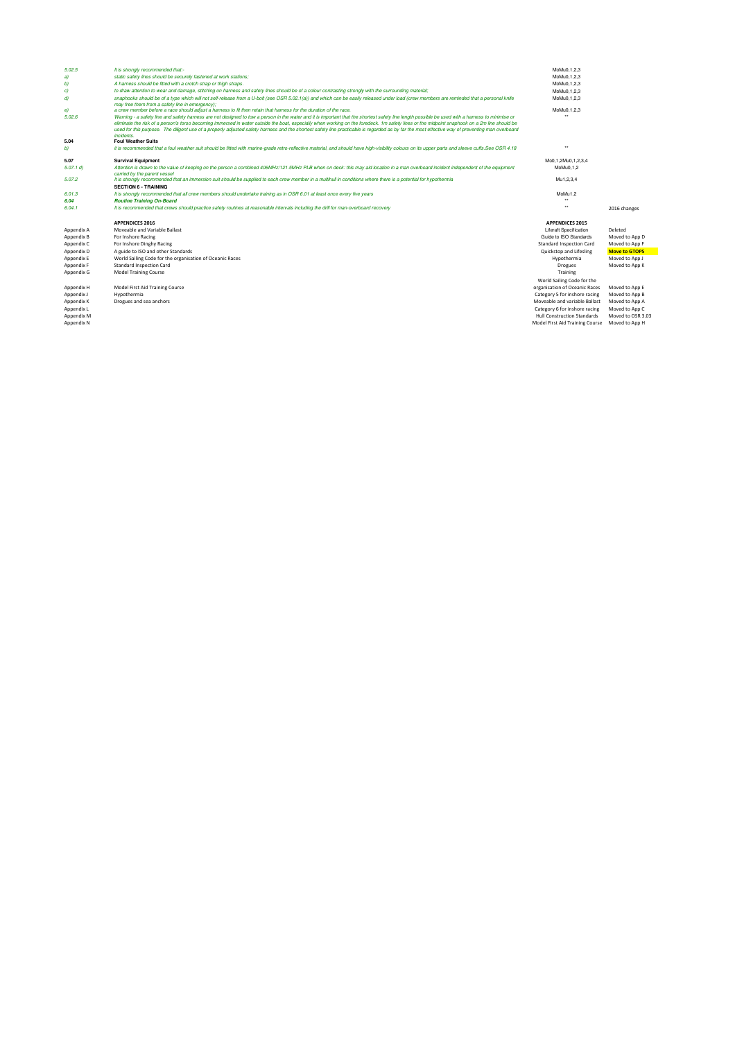| | | | |
|---|---|---|---|
| *5.02.5* | *It is strongly recommended that:-* | MoMu0,1,2,3 | |
| *a)* | *static safety lines should be securely fastened at work stations;* | MoMu0,1,2,3 | |
| *b)* | *A harness should be fitted with a crotch strap or thigh straps.* | MoMu0,1,2,3 | |
| *c)* | *to draw attention to wear and damage, stitching on harness and safety lines should be of a colour contrasting strongly with the surrounding material;* | MoMu0,1,2,3 | |
| *d)* | *snaphooks should be of a type which will not self-release from a U-bolt (see OSR 5.02.1(a)) and which can be easily released under load (crew members are reminded that a personal knife may free them from a safety line in emergency);* | MoMu0,1,2,3 | |
| *e)* | *a crew member before a race should adjust a harness to fit then retain that harness for the duration of the race.* | MoMu0,1,2,3 | |
| *5.02.6* | *Warning - a safety line and safety harness are not designed to tow a person in the water and it is important that the shortest safety line length possible be used with a harness to minimise or eliminate the risk of a person's torso becoming immersed in water outside the boat, especially when working on the foredeck. 1m safety lines or the midpoint snaphook on a 2m line should be used for this purpose. The diligent use of a properly adjusted safety harness and the shortest safety line practicable is regarded as by far the most effective way of preventing man overboard incidents.* | ** | |
| **5.04** | **Foul Weather Suits** | | |
| *b)* | *it is recommended that a foul weather suit should be fitted with marine-grade retro-reflective material, and should have high-visibility colours on its upper parts and sleeve cuffs.See OSR 4.18* | ** | |
| **5.07** | **Survival Equipment** | Mo0,1,2Mu0,1,2,3,4 | |
| *5.07.1 d)* | *Attention is drawn to the value of keeping on the person a combined 406MHz/121.5MHz PLB when on deck: this may aid location in a man overboard incident independent of the equipment carried by the parent vessel* | MoMu0,1,2 | |
| *5.07.2* | *It is strongly recommended that an immersion suit should be supplied to each crew member in a multihull in conditions where there is a potential for hypothermia* | Mu1,2,3,4 | |
| | **SECTION 6 - TRAINING** | | |
| *6.01.3* | *It is strongly recommended that all crew members should undertake training as in OSR 6.01 at least once every five years* | MoMu1,2 | |
| ***6.04*** | ***Routine Training On-Board*** | ** | |
| *6.04.1* | *It is recommended that crews should practice safety routines at reasonable intervals including the drill for man-overboard recovery* | ** | 2016 changes |
| | **APPENDICES 2016** | **APPENDICES 2015** | |
| Appendix A | Moveable and Variable Ballast | Liferaft Specification | Deleted |
| Appendix B | For Inshore Racing | Guide to ISO Standards | Moved to App D |
| Appendix C | For Inshore Dinghy Racing | Standard Inspection Card | Moved to App F |
| Appendix D | A guide to ISO and other Standards | Quickstop and Lifesling | **Move to GTOPS** |
| Appendix E | World Sailing Code for the organisation of Oceanic Races | Hypothermia | Moved to App J |
| Appendix F | Standard Inspection Card | Drogues | Moved to App K |
| Appendix G | Model Training Course | Training | |
| Appendix H | Model First Aid Training Course | World Sailing Code for the organisation of Oceanic Races | Moved to App E |
| Appendix J | Hypothermia | Category 5 for inshore racing | Moved to App B |
| Appendix K | Drogues and sea anchors | Moveable and variable Ballast | Moved to App A |
| Appendix L | | Category 6 for inshore racing | Moved to App C |
| Appendix M | | Hull Construction Standards | Moved to OSR 3.03 |
| Appendix N | | Model First Aid Training Course | Moved to App H |